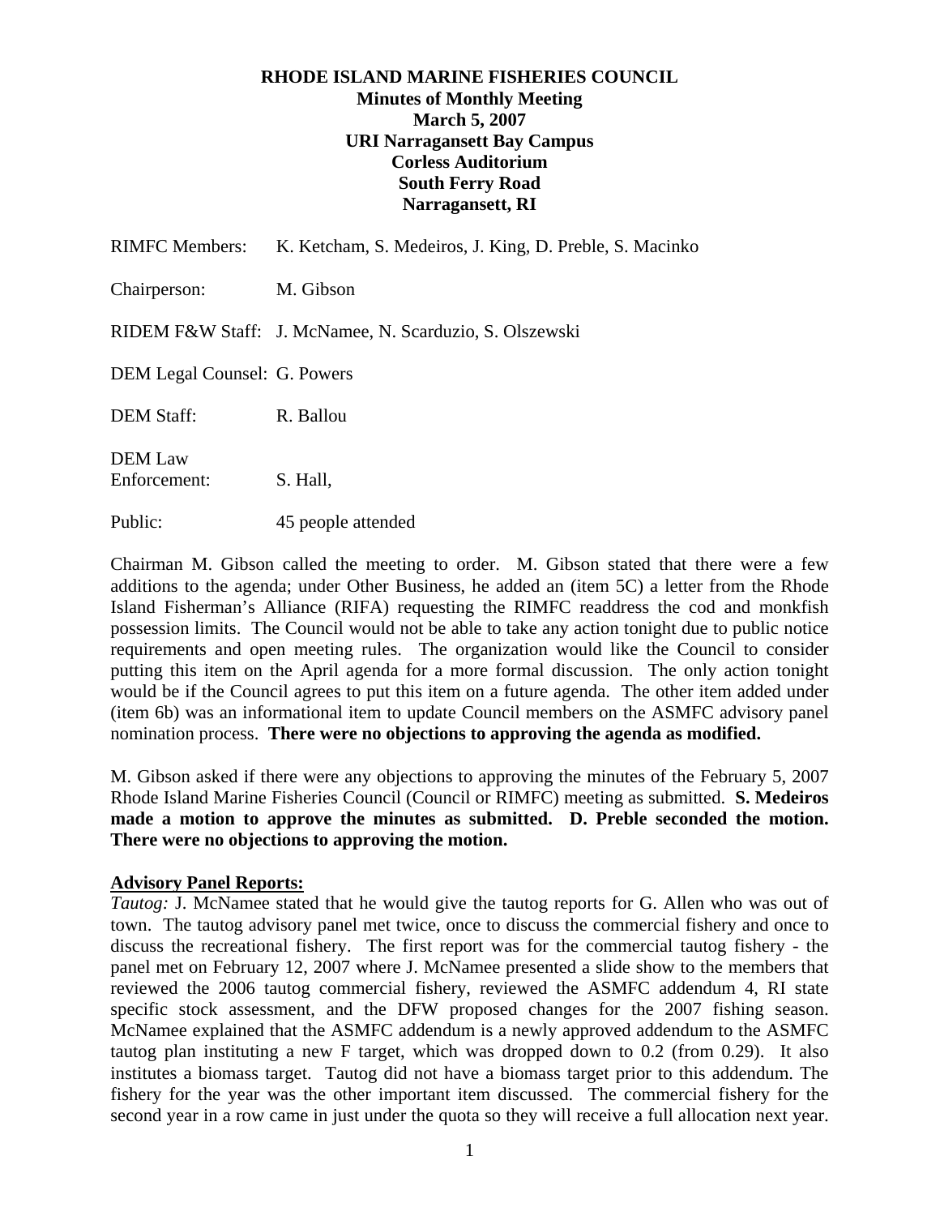**RHODE ISLAND MARINE FISHERIES COUNCIL**
**Minutes of Monthly Meeting**
**March 5, 2007**
**URI Narragansett Bay Campus**
**Corless Auditorium**
**South Ferry Road**
**Narragansett, RI**

RIMFC Members: K. Ketcham, S. Medeiros, J. King, D. Preble, S. Macinko

Chairperson: M. Gibson

RIDEM F&W Staff: J. McNamee, N. Scarduzio, S. Olszewski

DEM Legal Counsel: G. Powers

DEM Staff: R. Ballou

DEM Law Enforcement: S. Hall,

Public: 45 people attended

Chairman M. Gibson called the meeting to order. M. Gibson stated that there were a few additions to the agenda; under Other Business, he added an (item 5C) a letter from the Rhode Island Fisherman's Alliance (RIFA) requesting the RIMFC readdress the cod and monkfish possession limits. The Council would not be able to take any action tonight due to public notice requirements and open meeting rules. The organization would like the Council to consider putting this item on the April agenda for a more formal discussion. The only action tonight would be if the Council agrees to put this item on a future agenda. The other item added under (item 6b) was an informational item to update Council members on the ASMFC advisory panel nomination process. **There were no objections to approving the agenda as modified.**

M. Gibson asked if there were any objections to approving the minutes of the February 5, 2007 Rhode Island Marine Fisheries Council (Council or RIMFC) meeting as submitted. **S. Medeiros made a motion to approve the minutes as submitted. D. Preble seconded the motion. There were no objections to approving the motion.**

**Advisory Panel Reports:**

*Tautog:* J. McNamee stated that he would give the tautog reports for G. Allen who was out of town. The tautog advisory panel met twice, once to discuss the commercial fishery and once to discuss the recreational fishery. The first report was for the commercial tautog fishery - the panel met on February 12, 2007 where J. McNamee presented a slide show to the members that reviewed the 2006 tautog commercial fishery, reviewed the ASMFC addendum 4, RI state specific stock assessment, and the DFW proposed changes for the 2007 fishing season. McNamee explained that the ASMFC addendum is a newly approved addendum to the ASMFC tautog plan instituting a new F target, which was dropped down to 0.2 (from 0.29). It also institutes a biomass target. Tautog did not have a biomass target prior to this addendum. The fishery for the year was the other important item discussed. The commercial fishery for the second year in a row came in just under the quota so they will receive a full allocation next year.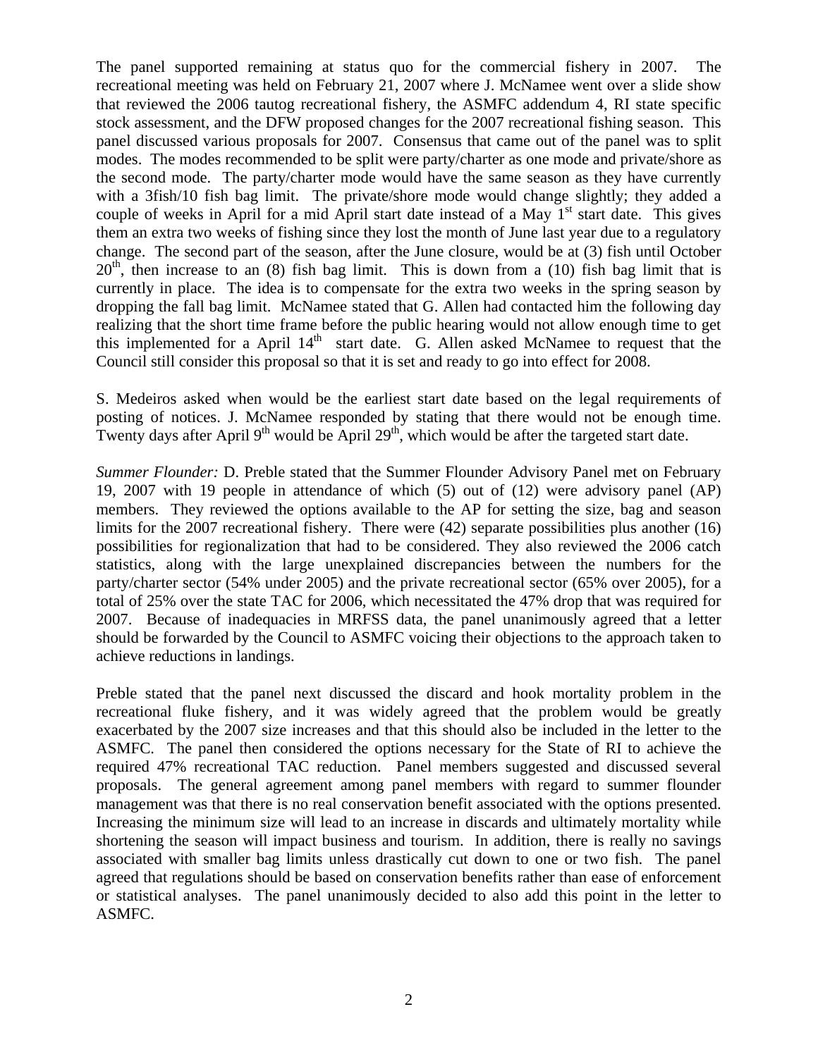The panel supported remaining at status quo for the commercial fishery in 2007. The recreational meeting was held on February 21, 2007 where J. McNamee went over a slide show that reviewed the 2006 tautog recreational fishery, the ASMFC addendum 4, RI state specific stock assessment, and the DFW proposed changes for the 2007 recreational fishing season. This panel discussed various proposals for 2007. Consensus that came out of the panel was to split modes. The modes recommended to be split were party/charter as one mode and private/shore as the second mode. The party/charter mode would have the same season as they have currently with a 3fish/10 fish bag limit. The private/shore mode would change slightly; they added a couple of weeks in April for a mid April start date instead of a May 1st start date. This gives them an extra two weeks of fishing since they lost the month of June last year due to a regulatory change. The second part of the season, after the June closure, would be at (3) fish until October 20th, then increase to an (8) fish bag limit. This is down from a (10) fish bag limit that is currently in place. The idea is to compensate for the extra two weeks in the spring season by dropping the fall bag limit. McNamee stated that G. Allen had contacted him the following day realizing that the short time frame before the public hearing would not allow enough time to get this implemented for a April 14th start date. G. Allen asked McNamee to request that the Council still consider this proposal so that it is set and ready to go into effect for 2008.

S. Medeiros asked when would be the earliest start date based on the legal requirements of posting of notices. J. McNamee responded by stating that there would not be enough time. Twenty days after April 9th would be April 29th, which would be after the targeted start date.

*Summer Flounder:* D. Preble stated that the Summer Flounder Advisory Panel met on February 19, 2007 with 19 people in attendance of which (5) out of (12) were advisory panel (AP) members. They reviewed the options available to the AP for setting the size, bag and season limits for the 2007 recreational fishery. There were (42) separate possibilities plus another (16) possibilities for regionalization that had to be considered. They also reviewed the 2006 catch statistics, along with the large unexplained discrepancies between the numbers for the party/charter sector (54% under 2005) and the private recreational sector (65% over 2005), for a total of 25% over the state TAC for 2006, which necessitated the 47% drop that was required for 2007. Because of inadequacies in MRFSS data, the panel unanimously agreed that a letter should be forwarded by the Council to ASMFC voicing their objections to the approach taken to achieve reductions in landings.

Preble stated that the panel next discussed the discard and hook mortality problem in the recreational fluke fishery, and it was widely agreed that the problem would be greatly exacerbated by the 2007 size increases and that this should also be included in the letter to the ASMFC. The panel then considered the options necessary for the State of RI to achieve the required 47% recreational TAC reduction. Panel members suggested and discussed several proposals. The general agreement among panel members with regard to summer flounder management was that there is no real conservation benefit associated with the options presented. Increasing the minimum size will lead to an increase in discards and ultimately mortality while shortening the season will impact business and tourism. In addition, there is really no savings associated with smaller bag limits unless drastically cut down to one or two fish. The panel agreed that regulations should be based on conservation benefits rather than ease of enforcement or statistical analyses. The panel unanimously decided to also add this point in the letter to ASMFC.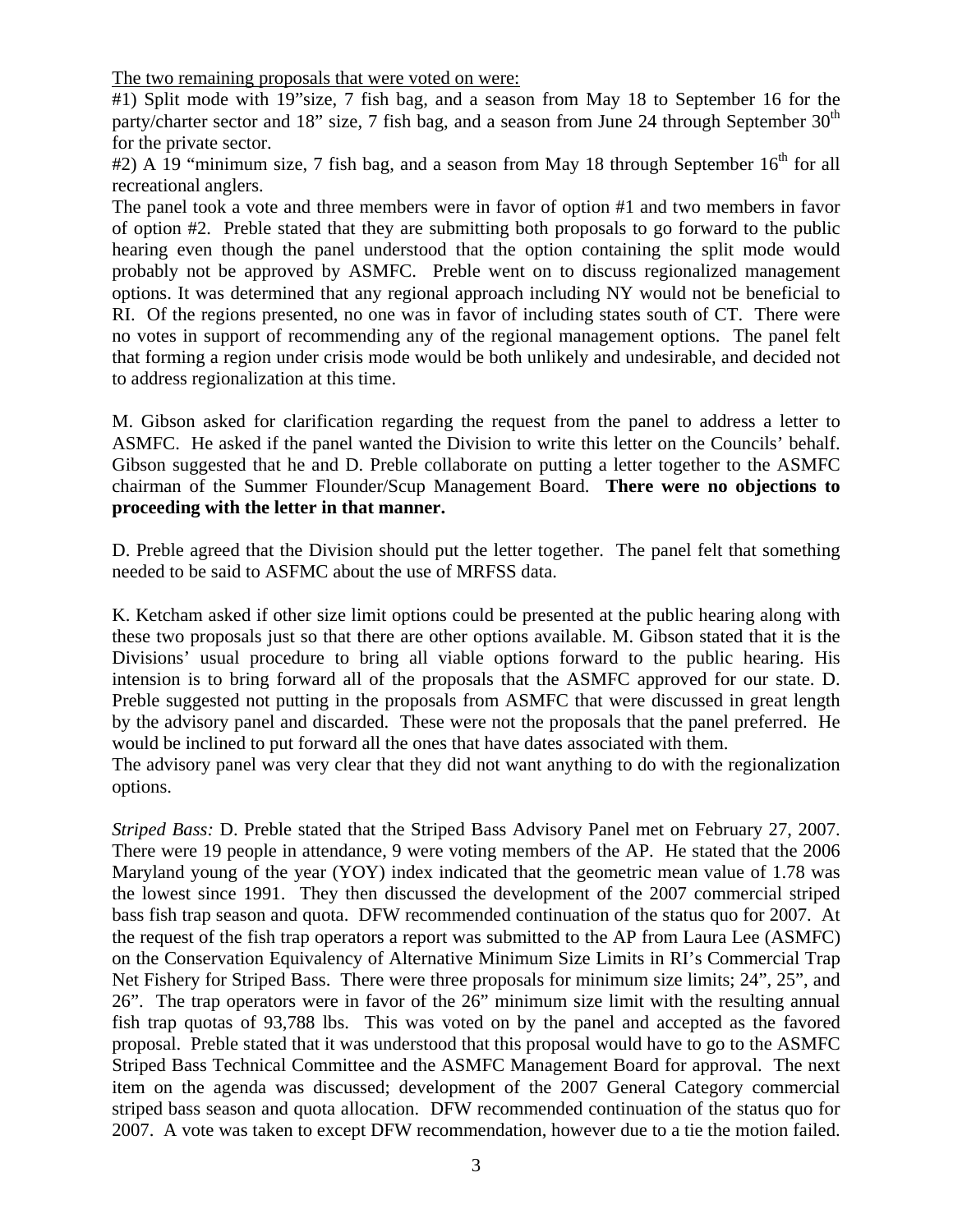<u>The two remaining proposals that were voted on were:</u>

#1) Split mode with 19"size, 7 fish bag, and a season from May 18 to September 16 for the party/charter sector and 18" size, 7 fish bag, and a season from June 24 through September 30th for the private sector.

#2) A 19 "minimum size, 7 fish bag, and a season from May 18 through September 16th for all recreational anglers.

The panel took a vote and three members were in favor of option #1 and two members in favor of option #2. Preble stated that they are submitting both proposals to go forward to the public hearing even though the panel understood that the option containing the split mode would probably not be approved by ASMFC. Preble went on to discuss regionalized management options. It was determined that any regional approach including NY would not be beneficial to RI. Of the regions presented, no one was in favor of including states south of CT. There were no votes in support of recommending any of the regional management options. The panel felt that forming a region under crisis mode would be both unlikely and undesirable, and decided not to address regionalization at this time.

M. Gibson asked for clarification regarding the request from the panel to address a letter to ASMFC. He asked if the panel wanted the Division to write this letter on the Councils' behalf. Gibson suggested that he and D. Preble collaborate on putting a letter together to the ASMFC chairman of the Summer Flounder/Scup Management Board. **There were no objections to proceeding with the letter in that manner.**

D. Preble agreed that the Division should put the letter together. The panel felt that something needed to be said to ASFMC about the use of MRFSS data.

K. Ketcham asked if other size limit options could be presented at the public hearing along with these two proposals just so that there are other options available. M. Gibson stated that it is the Divisions' usual procedure to bring all viable options forward to the public hearing. His intension is to bring forward all of the proposals that the ASMFC approved for our state. D. Preble suggested not putting in the proposals from ASMFC that were discussed in great length by the advisory panel and discarded. These were not the proposals that the panel preferred. He would be inclined to put forward all the ones that have dates associated with them.

The advisory panel was very clear that they did not want anything to do with the regionalization options.

*Striped Bass:* D. Preble stated that the Striped Bass Advisory Panel met on February 27, 2007. There were 19 people in attendance, 9 were voting members of the AP. He stated that the 2006 Maryland young of the year (YOY) index indicated that the geometric mean value of 1.78 was the lowest since 1991. They then discussed the development of the 2007 commercial striped bass fish trap season and quota. DFW recommended continuation of the status quo for 2007. At the request of the fish trap operators a report was submitted to the AP from Laura Lee (ASMFC) on the Conservation Equivalency of Alternative Minimum Size Limits in RI's Commercial Trap Net Fishery for Striped Bass. There were three proposals for minimum size limits; 24", 25", and 26". The trap operators were in favor of the 26" minimum size limit with the resulting annual fish trap quotas of 93,788 lbs. This was voted on by the panel and accepted as the favored proposal. Preble stated that it was understood that this proposal would have to go to the ASMFC Striped Bass Technical Committee and the ASMFC Management Board for approval. The next item on the agenda was discussed; development of the 2007 General Category commercial striped bass season and quota allocation. DFW recommended continuation of the status quo for 2007. A vote was taken to except DFW recommendation, however due to a tie the motion failed.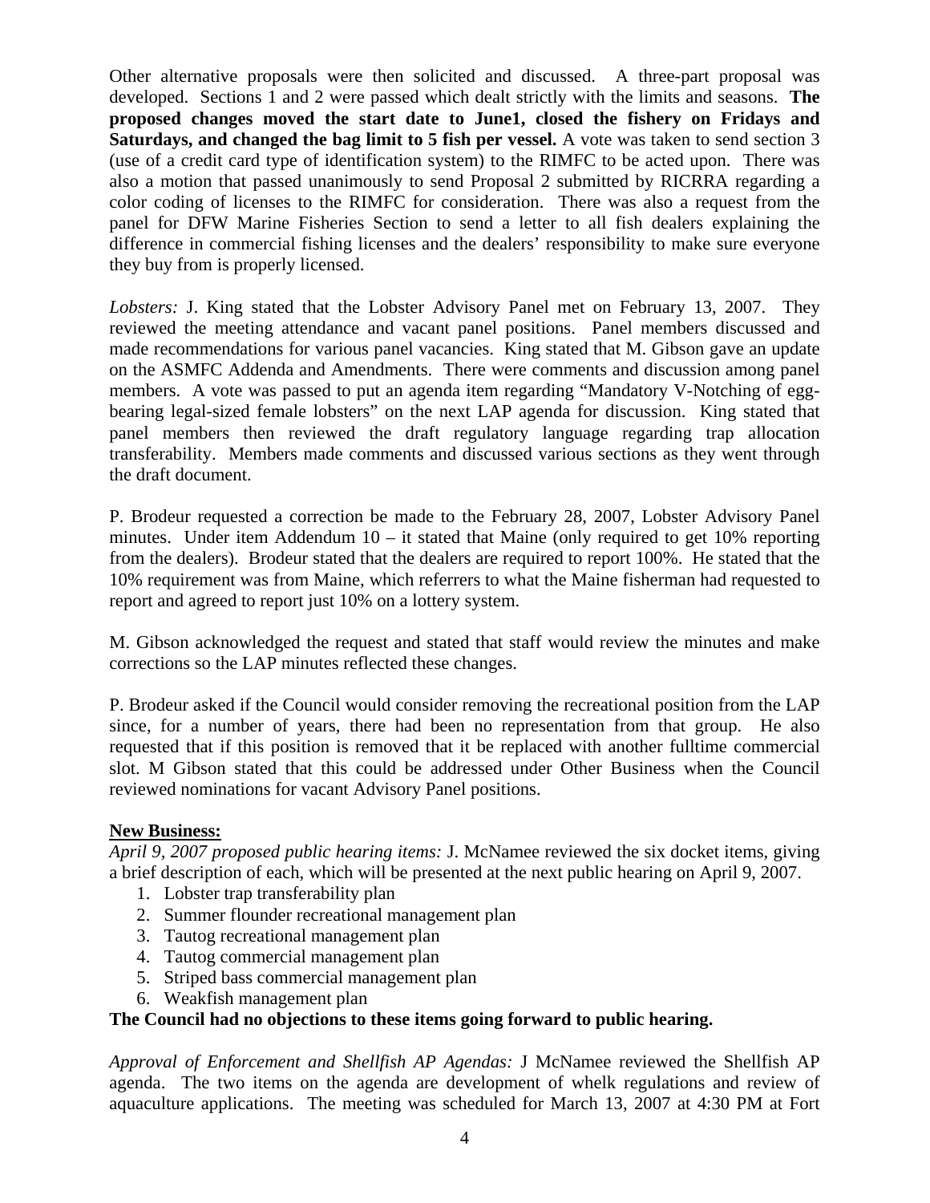Other alternative proposals were then solicited and discussed. A three-part proposal was developed. Sections 1 and 2 were passed which dealt strictly with the limits and seasons. **The proposed changes moved the start date to June1, closed the fishery on Fridays and Saturdays, and changed the bag limit to 5 fish per vessel.** A vote was taken to send section 3 (use of a credit card type of identification system) to the RIMFC to be acted upon. There was also a motion that passed unanimously to send Proposal 2 submitted by RICRRA regarding a color coding of licenses to the RIMFC for consideration. There was also a request from the panel for DFW Marine Fisheries Section to send a letter to all fish dealers explaining the difference in commercial fishing licenses and the dealers' responsibility to make sure everyone they buy from is properly licensed.

*Lobsters:* J. King stated that the Lobster Advisory Panel met on February 13, 2007. They reviewed the meeting attendance and vacant panel positions. Panel members discussed and made recommendations for various panel vacancies. King stated that M. Gibson gave an update on the ASMFC Addenda and Amendments. There were comments and discussion among panel members. A vote was passed to put an agenda item regarding "Mandatory V-Notching of egg-bearing legal-sized female lobsters" on the next LAP agenda for discussion. King stated that panel members then reviewed the draft regulatory language regarding trap allocation transferability. Members made comments and discussed various sections as they went through the draft document.

P. Brodeur requested a correction be made to the February 28, 2007, Lobster Advisory Panel minutes. Under item Addendum 10 – it stated that Maine (only required to get 10% reporting from the dealers). Brodeur stated that the dealers are required to report 100%. He stated that the 10% requirement was from Maine, which referrers to what the Maine fisherman had requested to report and agreed to report just 10% on a lottery system.

M. Gibson acknowledged the request and stated that staff would review the minutes and make corrections so the LAP minutes reflected these changes.

P. Brodeur asked if the Council would consider removing the recreational position from the LAP since, for a number of years, there had been no representation from that group. He also requested that if this position is removed that it be replaced with another fulltime commercial slot. M Gibson stated that this could be addressed under Other Business when the Council reviewed nominations for vacant Advisory Panel positions.

**New Business:**

*April 9, 2007 proposed public hearing items:* J. McNamee reviewed the six docket items, giving a brief description of each, which will be presented at the next public hearing on April 9, 2007.

1. Lobster trap transferability plan
2. Summer flounder recreational management plan
3. Tautog recreational management plan
4. Tautog commercial management plan
5. Striped bass commercial management plan
6. Weakfish management plan

**The Council had no objections to these items going forward to public hearing.**

*Approval of Enforcement and Shellfish AP Agendas:* J McNamee reviewed the Shellfish AP agenda. The two items on the agenda are development of whelk regulations and review of aquaculture applications. The meeting was scheduled for March 13, 2007 at 4:30 PM at Fort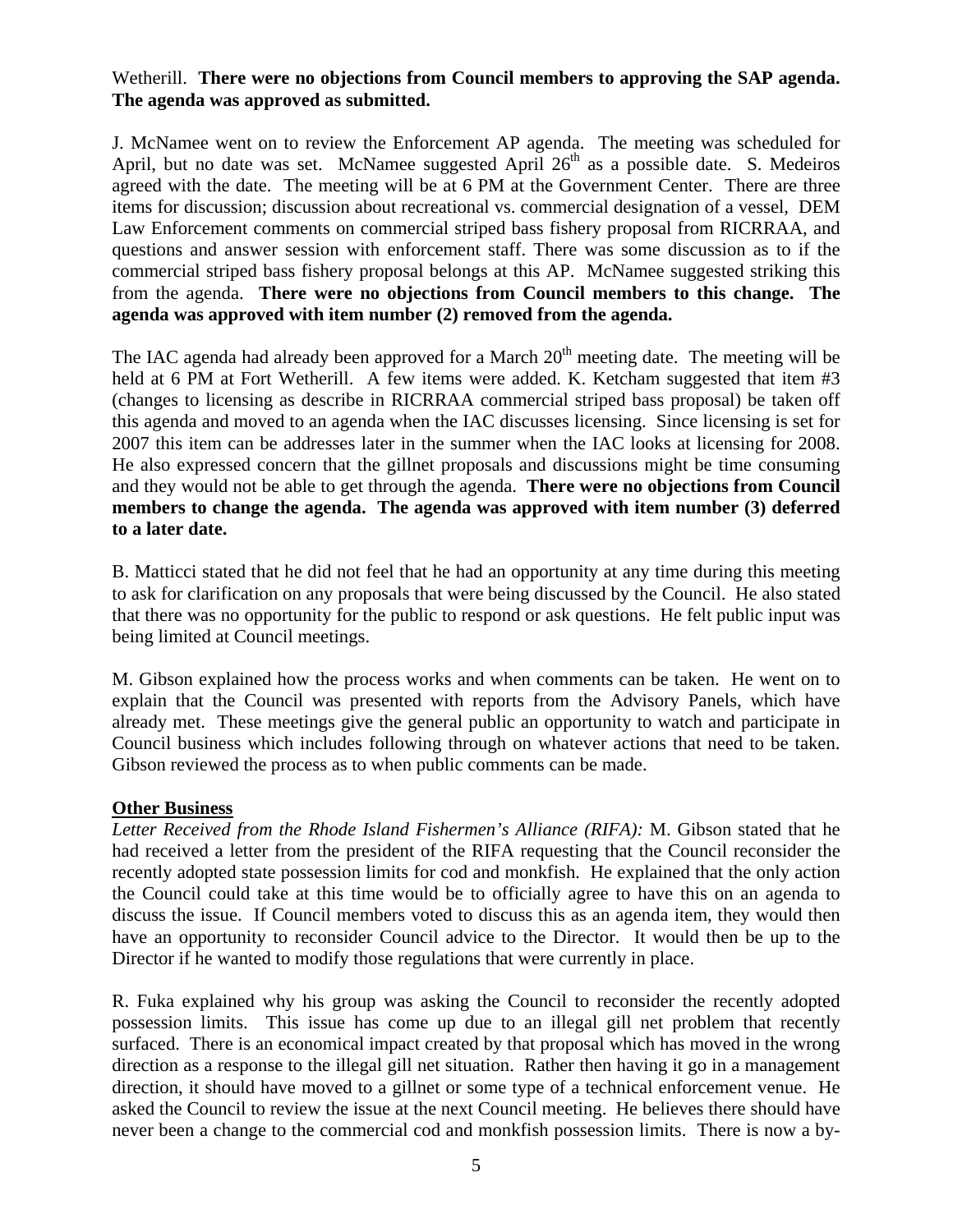Wetherill. **There were no objections from Council members to approving the SAP agenda. The agenda was approved as submitted.**

J. McNamee went on to review the Enforcement AP agenda. The meeting was scheduled for April, but no date was set. McNamee suggested April 26th as a possible date. S. Medeiros agreed with the date. The meeting will be at 6 PM at the Government Center. There are three items for discussion; discussion about recreational vs. commercial designation of a vessel, DEM Law Enforcement comments on commercial striped bass fishery proposal from RICRRAA, and questions and answer session with enforcement staff. There was some discussion as to if the commercial striped bass fishery proposal belongs at this AP. McNamee suggested striking this from the agenda. **There were no objections from Council members to this change. The agenda was approved with item number (2) removed from the agenda.**

The IAC agenda had already been approved for a March 20th meeting date. The meeting will be held at 6 PM at Fort Wetherill. A few items were added. K. Ketcham suggested that item #3 (changes to licensing as describe in RICRRAA commercial striped bass proposal) be taken off this agenda and moved to an agenda when the IAC discusses licensing. Since licensing is set for 2007 this item can be addresses later in the summer when the IAC looks at licensing for 2008. He also expressed concern that the gillnet proposals and discussions might be time consuming and they would not be able to get through the agenda. **There were no objections from Council members to change the agenda. The agenda was approved with item number (3) deferred to a later date.**

B. Matticci stated that he did not feel that he had an opportunity at any time during this meeting to ask for clarification on any proposals that were being discussed by the Council. He also stated that there was no opportunity for the public to respond or ask questions. He felt public input was being limited at Council meetings.

M. Gibson explained how the process works and when comments can be taken. He went on to explain that the Council was presented with reports from the Advisory Panels, which have already met. These meetings give the general public an opportunity to watch and participate in Council business which includes following through on whatever actions that need to be taken. Gibson reviewed the process as to when public comments can be made.

**Other Business**

*Letter Received from the Rhode Island Fishermen's Alliance (RIFA):* M. Gibson stated that he had received a letter from the president of the RIFA requesting that the Council reconsider the recently adopted state possession limits for cod and monkfish. He explained that the only action the Council could take at this time would be to officially agree to have this on an agenda to discuss the issue. If Council members voted to discuss this as an agenda item, they would then have an opportunity to reconsider Council advice to the Director. It would then be up to the Director if he wanted to modify those regulations that were currently in place.

R. Fuka explained why his group was asking the Council to reconsider the recently adopted possession limits. This issue has come up due to an illegal gill net problem that recently surfaced. There is an economical impact created by that proposal which has moved in the wrong direction as a response to the illegal gill net situation. Rather then having it go in a management direction, it should have moved to a gillnet or some type of a technical enforcement venue. He asked the Council to review the issue at the next Council meeting. He believes there should have never been a change to the commercial cod and monkfish possession limits. There is now a by-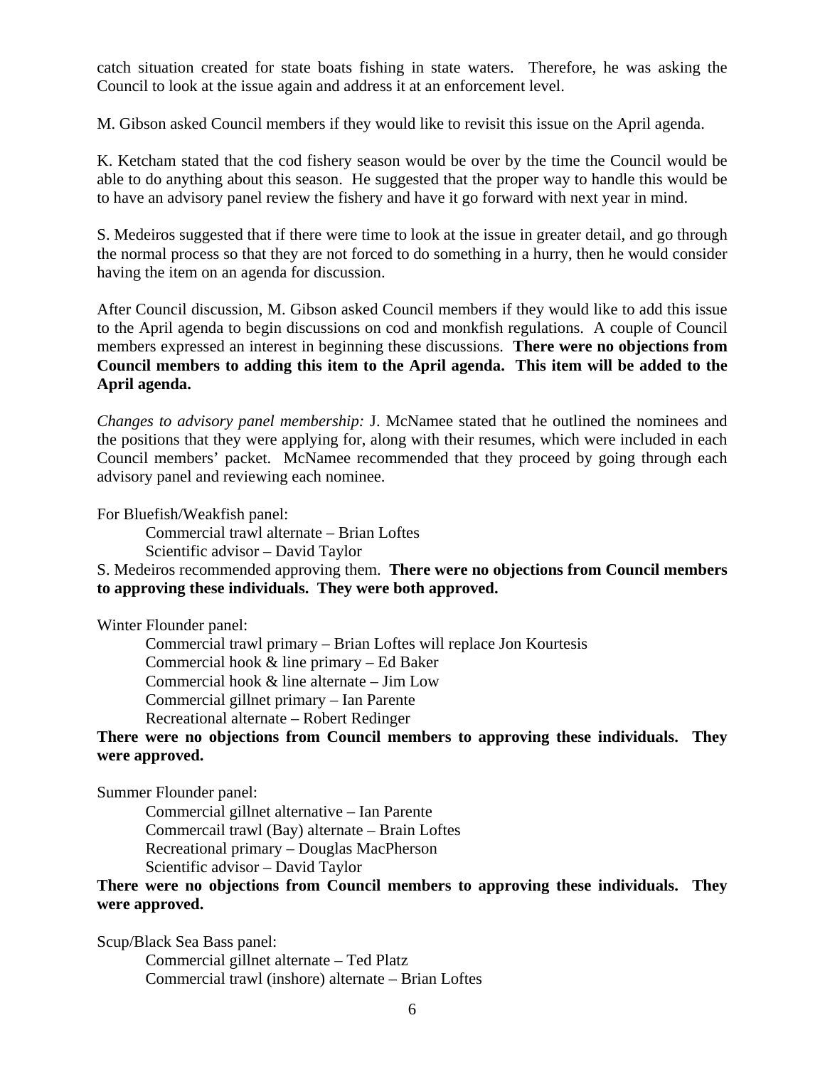catch situation created for state boats fishing in state waters. Therefore, he was asking the Council to look at the issue again and address it at an enforcement level.

M. Gibson asked Council members if they would like to revisit this issue on the April agenda.

K. Ketcham stated that the cod fishery season would be over by the time the Council would be able to do anything about this season. He suggested that the proper way to handle this would be to have an advisory panel review the fishery and have it go forward with next year in mind.

S. Medeiros suggested that if there were time to look at the issue in greater detail, and go through the normal process so that they are not forced to do something in a hurry, then he would consider having the item on an agenda for discussion.

After Council discussion, M. Gibson asked Council members if they would like to add this issue to the April agenda to begin discussions on cod and monkfish regulations. A couple of Council members expressed an interest in beginning these discussions. **There were no objections from Council members to adding this item to the April agenda. This item will be added to the April agenda.**

*Changes to advisory panel membership:* J. McNamee stated that he outlined the nominees and the positions that they were applying for, along with their resumes, which were included in each Council members' packet. McNamee recommended that they proceed by going through each advisory panel and reviewing each nominee.

For Bluefish/Weakfish panel:

Commercial trawl alternate – Brian Loftes
Scientific advisor – David Taylor

S. Medeiros recommended approving them. **There were no objections from Council members to approving these individuals. They were both approved.**

Winter Flounder panel:

Commercial trawl primary – Brian Loftes will replace Jon Kourtesis
Commercial hook & line primary – Ed Baker
Commercial hook & line alternate – Jim Low
Commercial gillnet primary – Ian Parente
Recreational alternate – Robert Redinger

**There were no objections from Council members to approving these individuals. They were approved.**

Summer Flounder panel:

Commercial gillnet alternative – Ian Parente
Commercail trawl (Bay) alternate – Brain Loftes
Recreational primary – Douglas MacPherson
Scientific advisor – David Taylor

**There were no objections from Council members to approving these individuals. They were approved.**

Scup/Black Sea Bass panel:

Commercial gillnet alternate – Ted Platz
Commercial trawl (inshore) alternate – Brian Loftes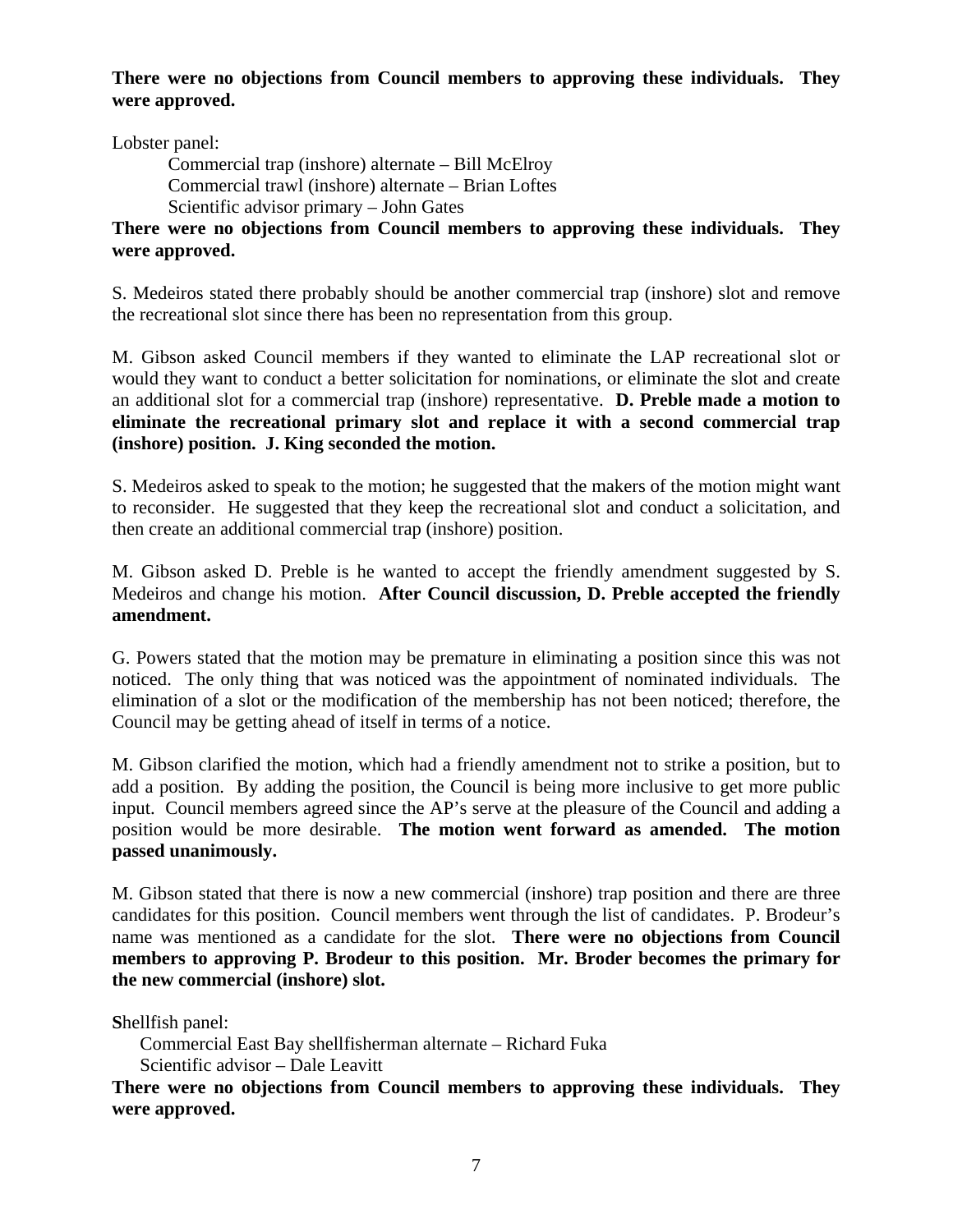**There were no objections from Council members to approving these individuals. They were approved.**

Lobster panel:

Commercial trap (inshore) alternate – Bill McElroy
Commercial trawl (inshore) alternate – Brian Loftes
Scientific advisor primary – John Gates

**There were no objections from Council members to approving these individuals. They were approved.**

S. Medeiros stated there probably should be another commercial trap (inshore) slot and remove the recreational slot since there has been no representation from this group.

M. Gibson asked Council members if they wanted to eliminate the LAP recreational slot or would they want to conduct a better solicitation for nominations, or eliminate the slot and create an additional slot for a commercial trap (inshore) representative. **D. Preble made a motion to eliminate the recreational primary slot and replace it with a second commercial trap (inshore) position. J. King seconded the motion.**

S. Medeiros asked to speak to the motion; he suggested that the makers of the motion might want to reconsider. He suggested that they keep the recreational slot and conduct a solicitation, and then create an additional commercial trap (inshore) position.

M. Gibson asked D. Preble is he wanted to accept the friendly amendment suggested by S. Medeiros and change his motion. **After Council discussion, D. Preble accepted the friendly amendment.**

G. Powers stated that the motion may be premature in eliminating a position since this was not noticed. The only thing that was noticed was the appointment of nominated individuals. The elimination of a slot or the modification of the membership has not been noticed; therefore, the Council may be getting ahead of itself in terms of a notice.

M. Gibson clarified the motion, which had a friendly amendment not to strike a position, but to add a position. By adding the position, the Council is being more inclusive to get more public input. Council members agreed since the AP's serve at the pleasure of the Council and adding a position would be more desirable. **The motion went forward as amended. The motion passed unanimously.**

M. Gibson stated that there is now a new commercial (inshore) trap position and there are three candidates for this position. Council members went through the list of candidates. P. Brodeur's name was mentioned as a candidate for the slot. **There were no objections from Council members to approving P. Brodeur to this position. Mr. Broder becomes the primary for the new commercial (inshore) slot.**

**S**hellfish panel:

Commercial East Bay shellfisherman alternate – Richard Fuka
Scientific advisor – Dale Leavitt

**There were no objections from Council members to approving these individuals. They were approved.**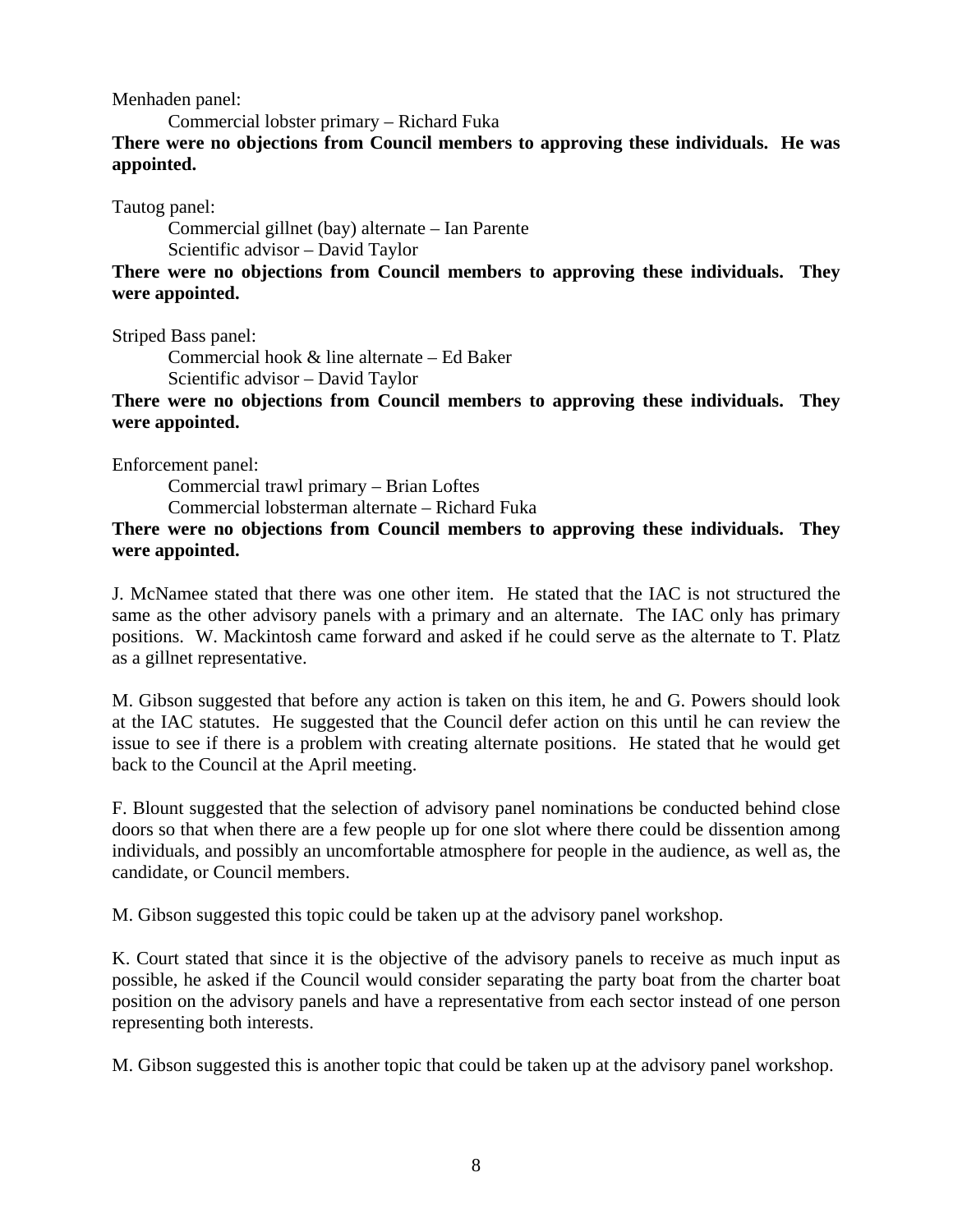Menhaden panel:

Commercial lobster primary – Richard Fuka

**There were no objections from Council members to approving these individuals. He was appointed.**

Tautog panel:

Commercial gillnet (bay) alternate – Ian Parente
Scientific advisor – David Taylor

**There were no objections from Council members to approving these individuals. They were appointed.**

Striped Bass panel:

Commercial hook & line alternate – Ed Baker
Scientific advisor – David Taylor

**There were no objections from Council members to approving these individuals. They were appointed.**

Enforcement panel:

Commercial trawl primary – Brian Loftes
Commercial lobsterman alternate – Richard Fuka

**There were no objections from Council members to approving these individuals. They were appointed.**

J. McNamee stated that there was one other item. He stated that the IAC is not structured the same as the other advisory panels with a primary and an alternate. The IAC only has primary positions. W. Mackintosh came forward and asked if he could serve as the alternate to T. Platz as a gillnet representative.

M. Gibson suggested that before any action is taken on this item, he and G. Powers should look at the IAC statutes. He suggested that the Council defer action on this until he can review the issue to see if there is a problem with creating alternate positions. He stated that he would get back to the Council at the April meeting.

F. Blount suggested that the selection of advisory panel nominations be conducted behind close doors so that when there are a few people up for one slot where there could be dissention among individuals, and possibly an uncomfortable atmosphere for people in the audience, as well as, the candidate, or Council members.

M. Gibson suggested this topic could be taken up at the advisory panel workshop.

K. Court stated that since it is the objective of the advisory panels to receive as much input as possible, he asked if the Council would consider separating the party boat from the charter boat position on the advisory panels and have a representative from each sector instead of one person representing both interests.

M. Gibson suggested this is another topic that could be taken up at the advisory panel workshop.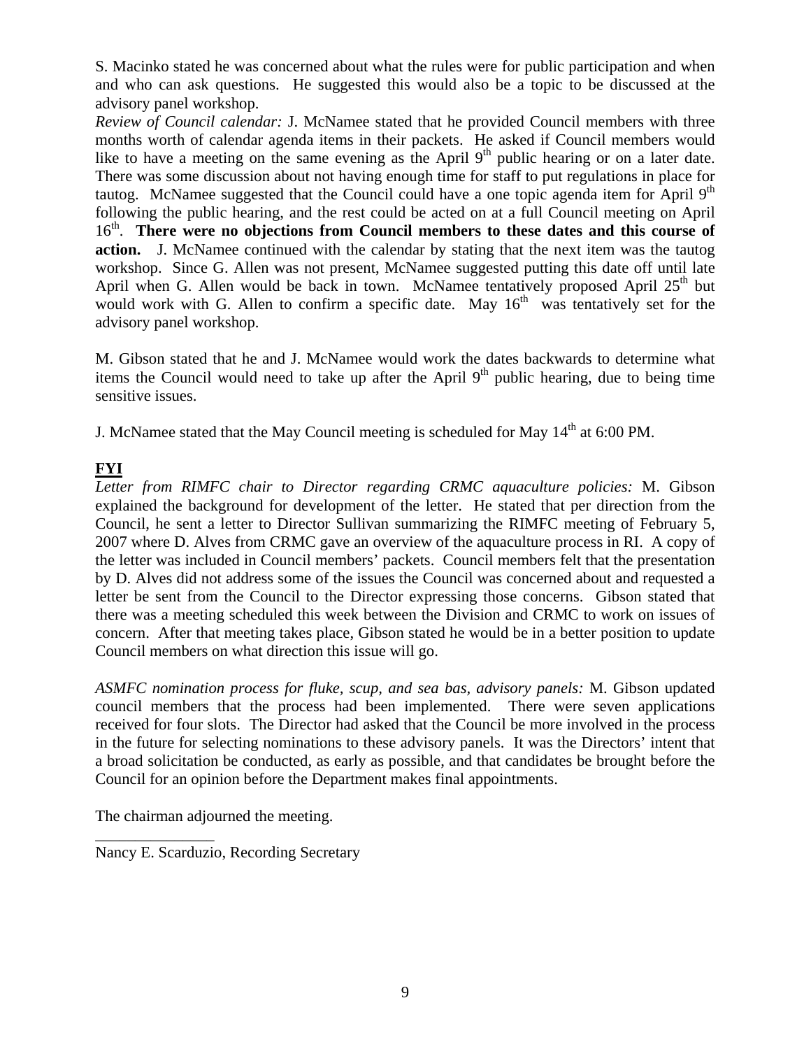S. Macinko stated he was concerned about what the rules were for public participation and when and who can ask questions. He suggested this would also be a topic to be discussed at the advisory panel workshop.

*Review of Council calendar:* J. McNamee stated that he provided Council members with three months worth of calendar agenda items in their packets. He asked if Council members would like to have a meeting on the same evening as the April 9th public hearing or on a later date. There was some discussion about not having enough time for staff to put regulations in place for tautog. McNamee suggested that the Council could have a one topic agenda item for April 9th following the public hearing, and the rest could be acted on at a full Council meeting on April 16th. **There were no objections from Council members to these dates and this course of action.** J. McNamee continued with the calendar by stating that the next item was the tautog workshop. Since G. Allen was not present, McNamee suggested putting this date off until late April when G. Allen would be back in town. McNamee tentatively proposed April 25th but would work with G. Allen to confirm a specific date. May 16th was tentatively set for the advisory panel workshop.

M. Gibson stated that he and J. McNamee would work the dates backwards to determine what items the Council would need to take up after the April 9th public hearing, due to being time sensitive issues.

J. McNamee stated that the May Council meeting is scheduled for May 14th at 6:00 PM.

## FYI

*Letter from RIMFC chair to Director regarding CRMC aquaculture policies:* M. Gibson explained the background for development of the letter. He stated that per direction from the Council, he sent a letter to Director Sullivan summarizing the RIMFC meeting of February 5, 2007 where D. Alves from CRMC gave an overview of the aquaculture process in RI. A copy of the letter was included in Council members' packets. Council members felt that the presentation by D. Alves did not address some of the issues the Council was concerned about and requested a letter be sent from the Council to the Director expressing those concerns. Gibson stated that there was a meeting scheduled this week between the Division and CRMC to work on issues of concern. After that meeting takes place, Gibson stated he would be in a better position to update Council members on what direction this issue will go.

*ASMFC nomination process for fluke, scup, and sea bas, advisory panels:* M. Gibson updated council members that the process had been implemented. There were seven applications received for four slots. The Director had asked that the Council be more involved in the process in the future for selecting nominations to these advisory panels. It was the Directors' intent that a broad solicitation be conducted, as early as possible, and that candidates be brought before the Council for an opinion before the Department makes final appointments.

The chairman adjourned the meeting.

\_\_\_\_\_\_\_\_\_\_\_\_\_\_\_

Nancy E. Scarduzio, Recording Secretary